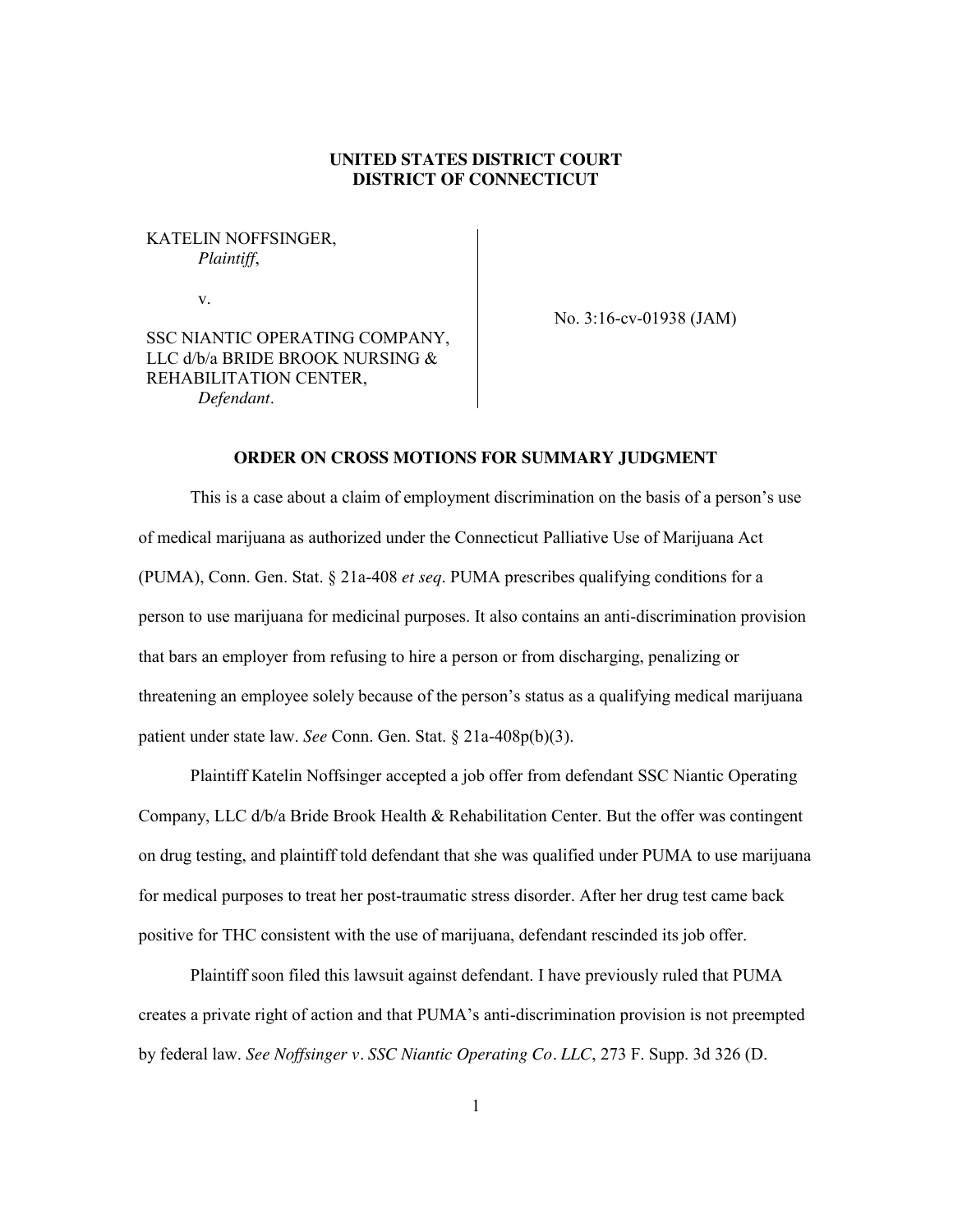**UNITED STATES DISTRICT COURT**
**DISTRICT OF CONNECTICUT**

KATELIN NOFFSINGER,
*Plaintiff*,

v.

SSC NIANTIC OPERATING COMPANY, LLC d/b/a BRIDE BROOK NURSING & REHABILITATION CENTER,
*Defendant*.

No. 3:16-cv-01938 (JAM)

**ORDER ON CROSS MOTIONS FOR SUMMARY JUDGMENT**

This is a case about a claim of employment discrimination on the basis of a person's use of medical marijuana as authorized under the Connecticut Palliative Use of Marijuana Act (PUMA), Conn. Gen. Stat. § 21a-408 *et seq*. PUMA prescribes qualifying conditions for a person to use marijuana for medicinal purposes. It also contains an anti-discrimination provision that bars an employer from refusing to hire a person or from discharging, penalizing or threatening an employee solely because of the person's status as a qualifying medical marijuana patient under state law. *See* Conn. Gen. Stat. § 21a-408p(b)(3).

Plaintiff Katelin Noffsinger accepted a job offer from defendant SSC Niantic Operating Company, LLC d/b/a Bride Brook Health & Rehabilitation Center. But the offer was contingent on drug testing, and plaintiff told defendant that she was qualified under PUMA to use marijuana for medical purposes to treat her post-traumatic stress disorder. After her drug test came back positive for THC consistent with the use of marijuana, defendant rescinded its job offer.

Plaintiff soon filed this lawsuit against defendant. I have previously ruled that PUMA creates a private right of action and that PUMA's anti-discrimination provision is not preempted by federal law. *See Noffsinger v. SSC Niantic Operating Co. LLC*, 273 F. Supp. 3d 326 (D.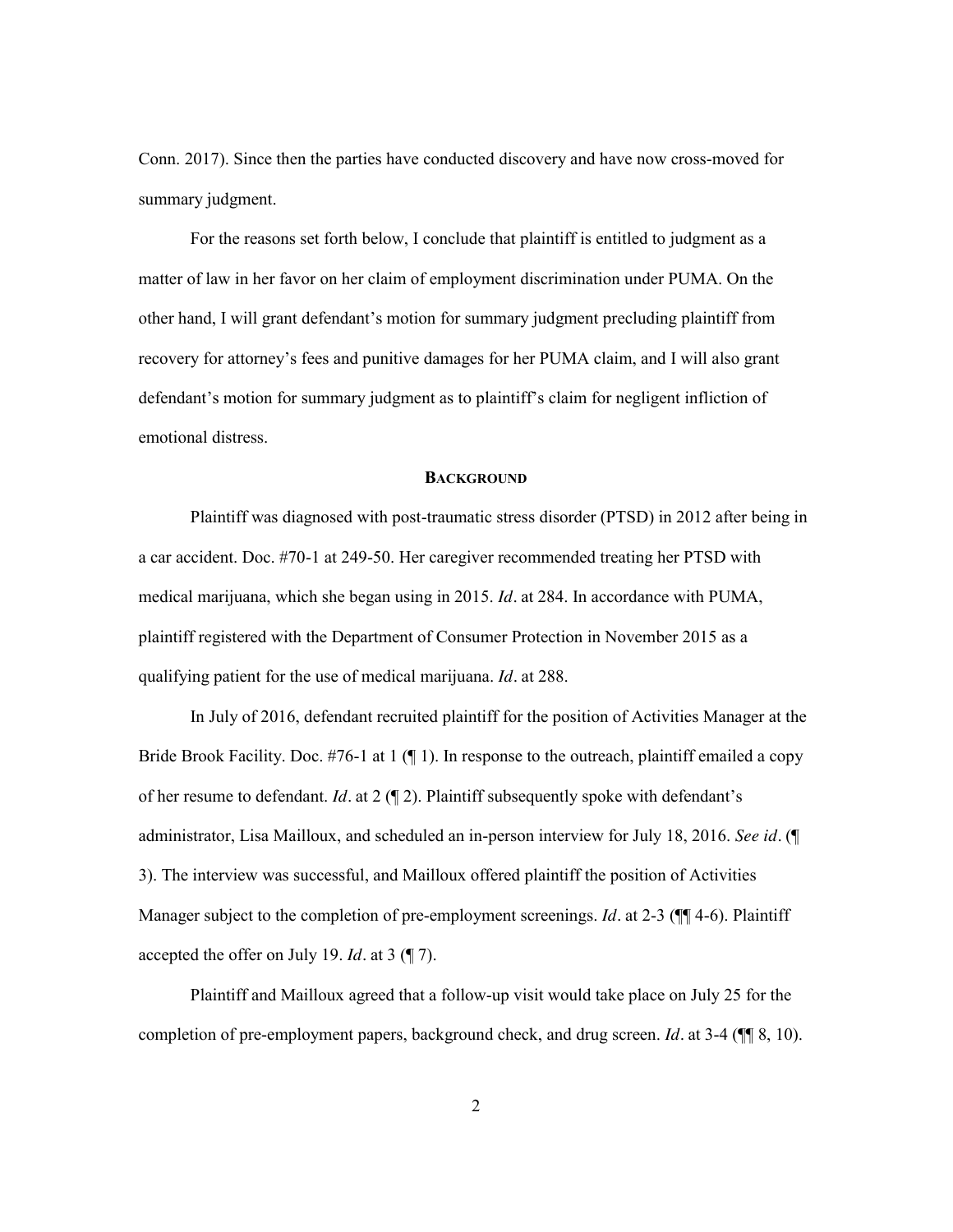Conn. 2017). Since then the parties have conducted discovery and have now cross-moved for summary judgment.

For the reasons set forth below, I conclude that plaintiff is entitled to judgment as a matter of law in her favor on her claim of employment discrimination under PUMA. On the other hand, I will grant defendant's motion for summary judgment precluding plaintiff from recovery for attorney's fees and punitive damages for her PUMA claim, and I will also grant defendant's motion for summary judgment as to plaintiff's claim for negligent infliction of emotional distress.

## BACKGROUND

Plaintiff was diagnosed with post-traumatic stress disorder (PTSD) in 2012 after being in a car accident. Doc. #70-1 at 249-50. Her caregiver recommended treating her PTSD with medical marijuana, which she began using in 2015. *Id*. at 284. In accordance with PUMA, plaintiff registered with the Department of Consumer Protection in November 2015 as a qualifying patient for the use of medical marijuana. *Id*. at 288.

In July of 2016, defendant recruited plaintiff for the position of Activities Manager at the Bride Brook Facility. Doc. #76-1 at 1 (¶ 1). In response to the outreach, plaintiff emailed a copy of her resume to defendant. *Id*. at 2 (¶ 2). Plaintiff subsequently spoke with defendant's administrator, Lisa Mailloux, and scheduled an in-person interview for July 18, 2016. *See id*. (¶ 3). The interview was successful, and Mailloux offered plaintiff the position of Activities Manager subject to the completion of pre-employment screenings. *Id*. at 2-3 (¶¶ 4-6). Plaintiff accepted the offer on July 19. *Id*. at 3 (¶ 7).

Plaintiff and Mailloux agreed that a follow-up visit would take place on July 25 for the completion of pre-employment papers, background check, and drug screen. *Id*. at 3-4 (¶¶ 8, 10).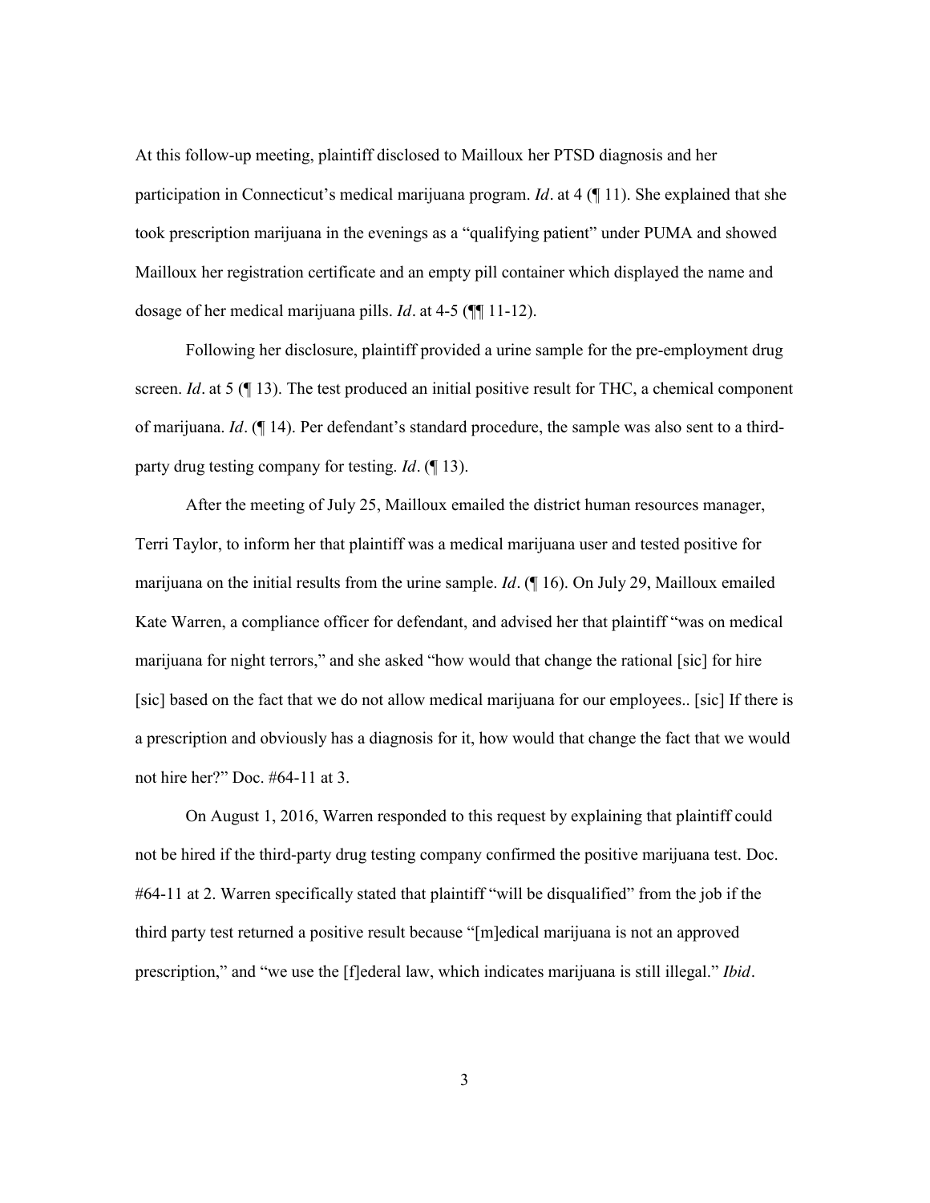At this follow-up meeting, plaintiff disclosed to Mailloux her PTSD diagnosis and her participation in Connecticut's medical marijuana program. *Id*. at 4 (¶ 11). She explained that she took prescription marijuana in the evenings as a "qualifying patient" under PUMA and showed Mailloux her registration certificate and an empty pill container which displayed the name and dosage of her medical marijuana pills. *Id*. at 4-5 (¶¶ 11-12).

Following her disclosure, plaintiff provided a urine sample for the pre-employment drug screen. *Id*. at 5 (¶ 13). The test produced an initial positive result for THC, a chemical component of marijuana. *Id*. (¶ 14). Per defendant's standard procedure, the sample was also sent to a third-party drug testing company for testing. *Id*. (¶ 13).

After the meeting of July 25, Mailloux emailed the district human resources manager, Terri Taylor, to inform her that plaintiff was a medical marijuana user and tested positive for marijuana on the initial results from the urine sample. *Id*. (¶ 16). On July 29, Mailloux emailed Kate Warren, a compliance officer for defendant, and advised her that plaintiff "was on medical marijuana for night terrors," and she asked "how would that change the rational [sic] for hire [sic] based on the fact that we do not allow medical marijuana for our employees.. [sic] If there is a prescription and obviously has a diagnosis for it, how would that change the fact that we would not hire her?" Doc. #64-11 at 3.

On August 1, 2016, Warren responded to this request by explaining that plaintiff could not be hired if the third-party drug testing company confirmed the positive marijuana test. Doc. #64-11 at 2. Warren specifically stated that plaintiff "will be disqualified" from the job if the third party test returned a positive result because "[m]edical marijuana is not an approved prescription," and "we use the [f]ederal law, which indicates marijuana is still illegal." *Ibid*.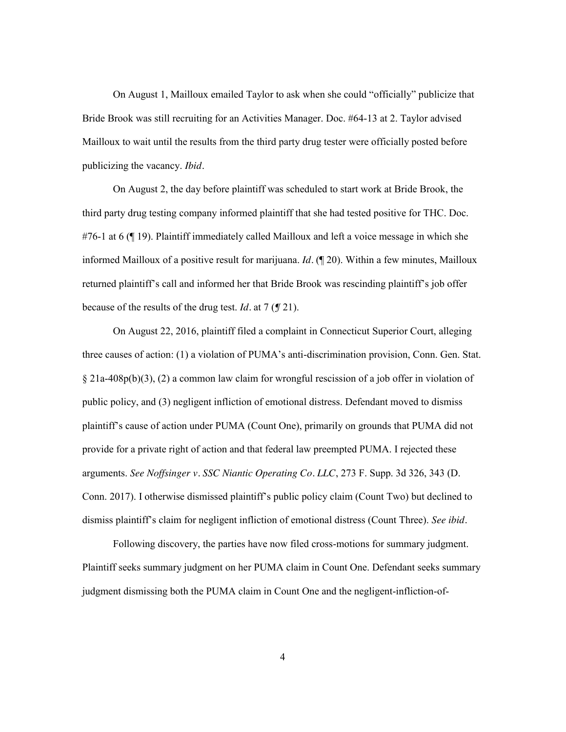On August 1, Mailloux emailed Taylor to ask when she could "officially" publicize that Bride Brook was still recruiting for an Activities Manager. Doc. #64-13 at 2. Taylor advised Mailloux to wait until the results from the third party drug tester were officially posted before publicizing the vacancy. *Ibid*.

On August 2, the day before plaintiff was scheduled to start work at Bride Brook, the third party drug testing company informed plaintiff that she had tested positive for THC. Doc. #76-1 at 6 (¶ 19). Plaintiff immediately called Mailloux and left a voice message in which she informed Mailloux of a positive result for marijuana. *Id*. (¶ 20). Within a few minutes, Mailloux returned plaintiff's call and informed her that Bride Brook was rescinding plaintiff's job offer because of the results of the drug test. *Id*. at 7 (¶ 21).

On August 22, 2016, plaintiff filed a complaint in Connecticut Superior Court, alleging three causes of action: (1) a violation of PUMA's anti-discrimination provision, Conn. Gen. Stat. § 21a-408p(b)(3), (2) a common law claim for wrongful rescission of a job offer in violation of public policy, and (3) negligent infliction of emotional distress. Defendant moved to dismiss plaintiff's cause of action under PUMA (Count One), primarily on grounds that PUMA did not provide for a private right of action and that federal law preempted PUMA. I rejected these arguments. *See Noffsinger v. SSC Niantic Operating Co. LLC*, 273 F. Supp. 3d 326, 343 (D. Conn. 2017). I otherwise dismissed plaintiff's public policy claim (Count Two) but declined to dismiss plaintiff's claim for negligent infliction of emotional distress (Count Three). *See ibid*.

Following discovery, the parties have now filed cross-motions for summary judgment. Plaintiff seeks summary judgment on her PUMA claim in Count One. Defendant seeks summary judgment dismissing both the PUMA claim in Count One and the negligent-infliction-of-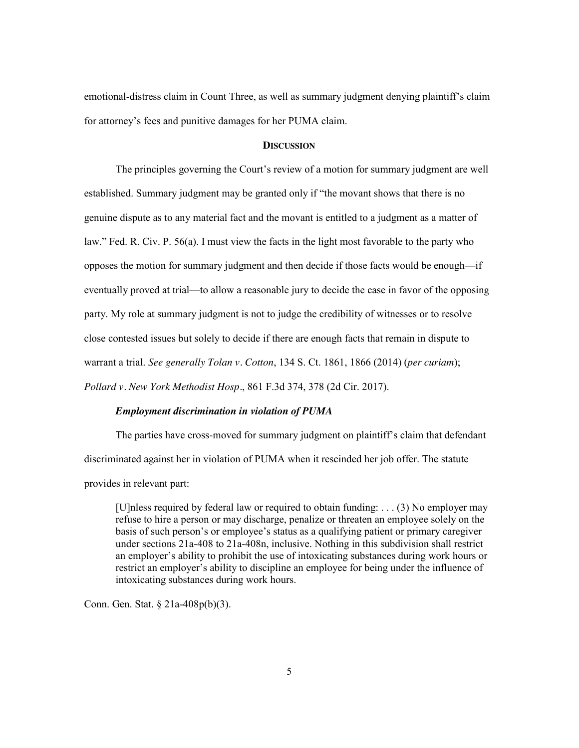emotional-distress claim in Count Three, as well as summary judgment denying plaintiff's claim for attorney's fees and punitive damages for her PUMA claim.

## DISCUSSION

The principles governing the Court's review of a motion for summary judgment are well established. Summary judgment may be granted only if "the movant shows that there is no genuine dispute as to any material fact and the movant is entitled to a judgment as a matter of law." Fed. R. Civ. P. 56(a). I must view the facts in the light most favorable to the party who opposes the motion for summary judgment and then decide if those facts would be enough—if eventually proved at trial—to allow a reasonable jury to decide the case in favor of the opposing party. My role at summary judgment is not to judge the credibility of witnesses or to resolve close contested issues but solely to decide if there are enough facts that remain in dispute to warrant a trial. *See generally Tolan v. Cotton*, 134 S. Ct. 1861, 1866 (2014) (*per curiam*); *Pollard v. New York Methodist Hosp*., 861 F.3d 374, 378 (2d Cir. 2017).

### *Employment discrimination in violation of PUMA*

The parties have cross-moved for summary judgment on plaintiff's claim that defendant discriminated against her in violation of PUMA when it rescinded her job offer. The statute provides in relevant part:

> [U]nless required by federal law or required to obtain funding: . . . (3) No employer may refuse to hire a person or may discharge, penalize or threaten an employee solely on the basis of such person's or employee's status as a qualifying patient or primary caregiver under sections 21a-408 to 21a-408n, inclusive. Nothing in this subdivision shall restrict an employer's ability to prohibit the use of intoxicating substances during work hours or restrict an employer's ability to discipline an employee for being under the influence of intoxicating substances during work hours.

Conn. Gen. Stat. § 21a-408p(b)(3).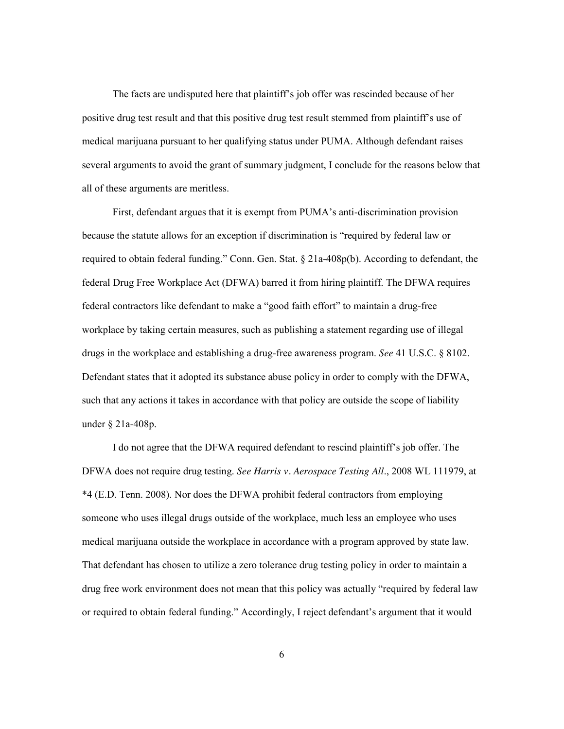The facts are undisputed here that plaintiff's job offer was rescinded because of her positive drug test result and that this positive drug test result stemmed from plaintiff's use of medical marijuana pursuant to her qualifying status under PUMA. Although defendant raises several arguments to avoid the grant of summary judgment, I conclude for the reasons below that all of these arguments are meritless.

First, defendant argues that it is exempt from PUMA's anti-discrimination provision because the statute allows for an exception if discrimination is "required by federal law or required to obtain federal funding." Conn. Gen. Stat. § 21a-408p(b). According to defendant, the federal Drug Free Workplace Act (DFWA) barred it from hiring plaintiff. The DFWA requires federal contractors like defendant to make a "good faith effort" to maintain a drug-free workplace by taking certain measures, such as publishing a statement regarding use of illegal drugs in the workplace and establishing a drug-free awareness program. *See* 41 U.S.C. § 8102. Defendant states that it adopted its substance abuse policy in order to comply with the DFWA, such that any actions it takes in accordance with that policy are outside the scope of liability under § 21a-408p.

I do not agree that the DFWA required defendant to rescind plaintiff's job offer. The DFWA does not require drug testing. *See Harris v. Aerospace Testing All*., 2008 WL 111979, at *4 (E.D. Tenn. 2008). Nor does the DFWA prohibit federal contractors from employing someone who uses illegal drugs outside of the workplace, much less an employee who uses medical marijuana outside the workplace in accordance with a program approved by state law. That defendant has chosen to utilize a zero tolerance drug testing policy in order to maintain a drug free work environment does not mean that this policy was actually "required by federal law or required to obtain federal funding." Accordingly, I reject defendant's argument that it would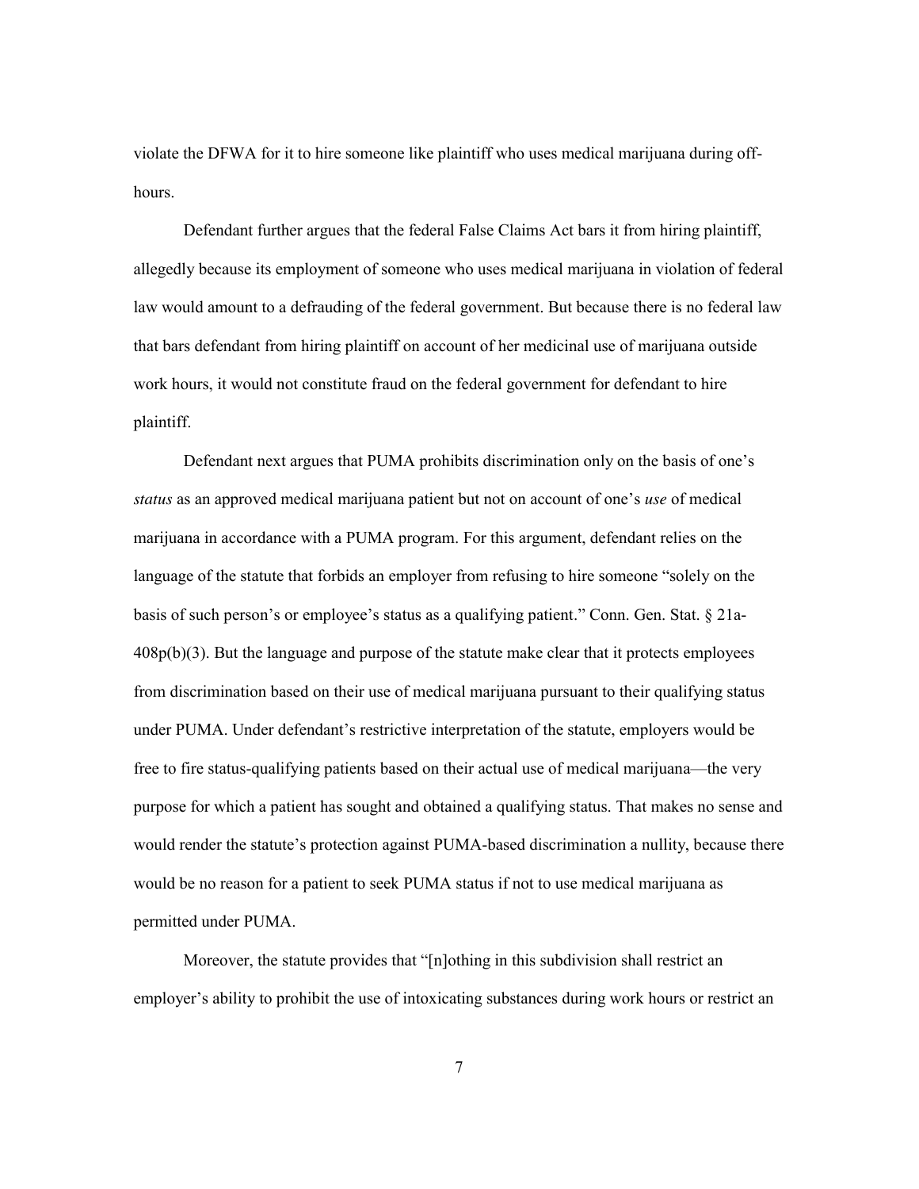violate the DFWA for it to hire someone like plaintiff who uses medical marijuana during off-hours.

Defendant further argues that the federal False Claims Act bars it from hiring plaintiff, allegedly because its employment of someone who uses medical marijuana in violation of federal law would amount to a defrauding of the federal government. But because there is no federal law that bars defendant from hiring plaintiff on account of her medicinal use of marijuana outside work hours, it would not constitute fraud on the federal government for defendant to hire plaintiff.

Defendant next argues that PUMA prohibits discrimination only on the basis of one's *status* as an approved medical marijuana patient but not on account of one's *use* of medical marijuana in accordance with a PUMA program. For this argument, defendant relies on the language of the statute that forbids an employer from refusing to hire someone "solely on the basis of such person's or employee's status as a qualifying patient." Conn. Gen. Stat. § 21a-408p(b)(3). But the language and purpose of the statute make clear that it protects employees from discrimination based on their use of medical marijuana pursuant to their qualifying status under PUMA. Under defendant's restrictive interpretation of the statute, employers would be free to fire status-qualifying patients based on their actual use of medical marijuana—the very purpose for which a patient has sought and obtained a qualifying status. That makes no sense and would render the statute's protection against PUMA-based discrimination a nullity, because there would be no reason for a patient to seek PUMA status if not to use medical marijuana as permitted under PUMA.

Moreover, the statute provides that "[n]othing in this subdivision shall restrict an employer's ability to prohibit the use of intoxicating substances during work hours or restrict an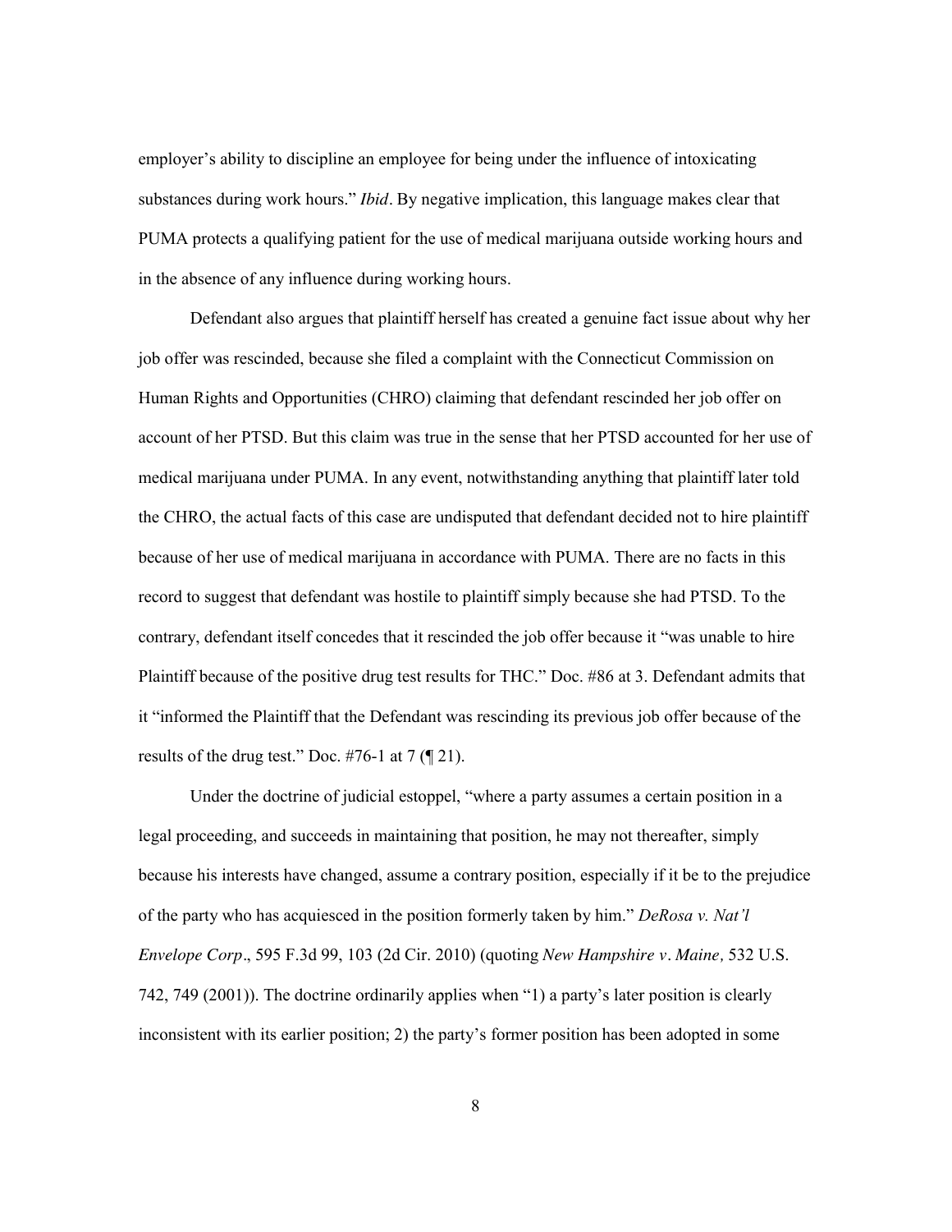employer's ability to discipline an employee for being under the influence of intoxicating substances during work hours." *Ibid*. By negative implication, this language makes clear that PUMA protects a qualifying patient for the use of medical marijuana outside working hours and in the absence of any influence during working hours.

Defendant also argues that plaintiff herself has created a genuine fact issue about why her job offer was rescinded, because she filed a complaint with the Connecticut Commission on Human Rights and Opportunities (CHRO) claiming that defendant rescinded her job offer on account of her PTSD. But this claim was true in the sense that her PTSD accounted for her use of medical marijuana under PUMA. In any event, notwithstanding anything that plaintiff later told the CHRO, the actual facts of this case are undisputed that defendant decided not to hire plaintiff because of her use of medical marijuana in accordance with PUMA. There are no facts in this record to suggest that defendant was hostile to plaintiff simply because she had PTSD. To the contrary, defendant itself concedes that it rescinded the job offer because it "was unable to hire Plaintiff because of the positive drug test results for THC." Doc. #86 at 3. Defendant admits that it "informed the Plaintiff that the Defendant was rescinding its previous job offer because of the results of the drug test." Doc. #76-1 at 7 (¶ 21).

Under the doctrine of judicial estoppel, "where a party assumes a certain position in a legal proceeding, and succeeds in maintaining that position, he may not thereafter, simply because his interests have changed, assume a contrary position, especially if it be to the prejudice of the party who has acquiesced in the position formerly taken by him." *DeRosa v. Nat'l Envelope Corp*., 595 F.3d 99, 103 (2d Cir. 2010) (quoting *New Hampshire v. Maine,* 532 U.S. 742, 749 (2001)). The doctrine ordinarily applies when "1) a party's later position is clearly inconsistent with its earlier position; 2) the party's former position has been adopted in some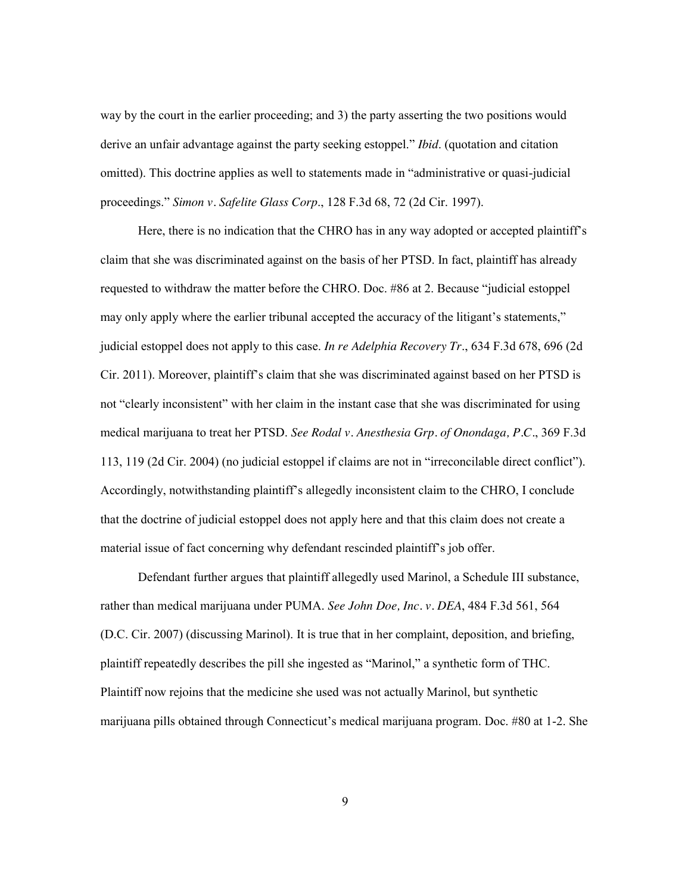way by the court in the earlier proceeding; and 3) the party asserting the two positions would derive an unfair advantage against the party seeking estoppel." *Ibid.* (quotation and citation omitted). This doctrine applies as well to statements made in "administrative or quasi-judicial proceedings." *Simon v. Safelite Glass Corp.*, 128 F.3d 68, 72 (2d Cir. 1997).

Here, there is no indication that the CHRO has in any way adopted or accepted plaintiff's claim that she was discriminated against on the basis of her PTSD. In fact, plaintiff has already requested to withdraw the matter before the CHRO. Doc. #86 at 2. Because "judicial estoppel may only apply where the earlier tribunal accepted the accuracy of the litigant's statements," judicial estoppel does not apply to this case. *In re Adelphia Recovery Tr.*, 634 F.3d 678, 696 (2d Cir. 2011). Moreover, plaintiff's claim that she was discriminated against based on her PTSD is not "clearly inconsistent" with her claim in the instant case that she was discriminated for using medical marijuana to treat her PTSD. *See Rodal v. Anesthesia Grp. of Onondaga, P.C.*, 369 F.3d 113, 119 (2d Cir. 2004) (no judicial estoppel if claims are not in "irreconcilable direct conflict"). Accordingly, notwithstanding plaintiff's allegedly inconsistent claim to the CHRO, I conclude that the doctrine of judicial estoppel does not apply here and that this claim does not create a material issue of fact concerning why defendant rescinded plaintiff's job offer.

Defendant further argues that plaintiff allegedly used Marinol, a Schedule III substance, rather than medical marijuana under PUMA. *See John Doe, Inc. v. DEA*, 484 F.3d 561, 564 (D.C. Cir. 2007) (discussing Marinol). It is true that in her complaint, deposition, and briefing, plaintiff repeatedly describes the pill she ingested as "Marinol," a synthetic form of THC. Plaintiff now rejoins that the medicine she used was not actually Marinol, but synthetic marijuana pills obtained through Connecticut's medical marijuana program. Doc. #80 at 1-2. She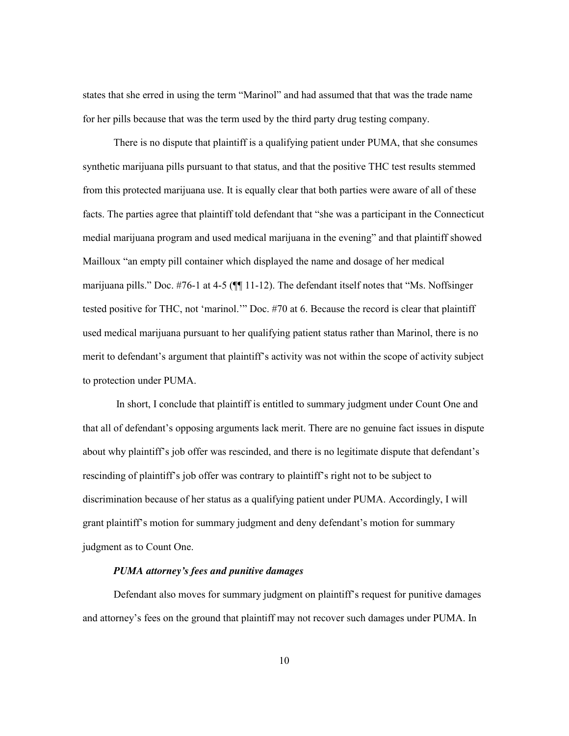states that she erred in using the term "Marinol" and had assumed that that was the trade name for her pills because that was the term used by the third party drug testing company.

There is no dispute that plaintiff is a qualifying patient under PUMA, that she consumes synthetic marijuana pills pursuant to that status, and that the positive THC test results stemmed from this protected marijuana use. It is equally clear that both parties were aware of all of these facts. The parties agree that plaintiff told defendant that "she was a participant in the Connecticut medial marijuana program and used medical marijuana in the evening" and that plaintiff showed Mailloux "an empty pill container which displayed the name and dosage of her medical marijuana pills." Doc. #76-1 at 4-5 (¶¶ 11-12). The defendant itself notes that "Ms. Noffsinger tested positive for THC, not 'marinol.'" Doc. #70 at 6. Because the record is clear that plaintiff used medical marijuana pursuant to her qualifying patient status rather than Marinol, there is no merit to defendant's argument that plaintiff's activity was not within the scope of activity subject to protection under PUMA.

In short, I conclude that plaintiff is entitled to summary judgment under Count One and that all of defendant's opposing arguments lack merit. There are no genuine fact issues in dispute about why plaintiff's job offer was rescinded, and there is no legitimate dispute that defendant's rescinding of plaintiff's job offer was contrary to plaintiff's right not to be subject to discrimination because of her status as a qualifying patient under PUMA. Accordingly, I will grant plaintiff's motion for summary judgment and deny defendant's motion for summary judgment as to Count One.

***PUMA attorney's fees and punitive damages***

Defendant also moves for summary judgment on plaintiff's request for punitive damages and attorney's fees on the ground that plaintiff may not recover such damages under PUMA. In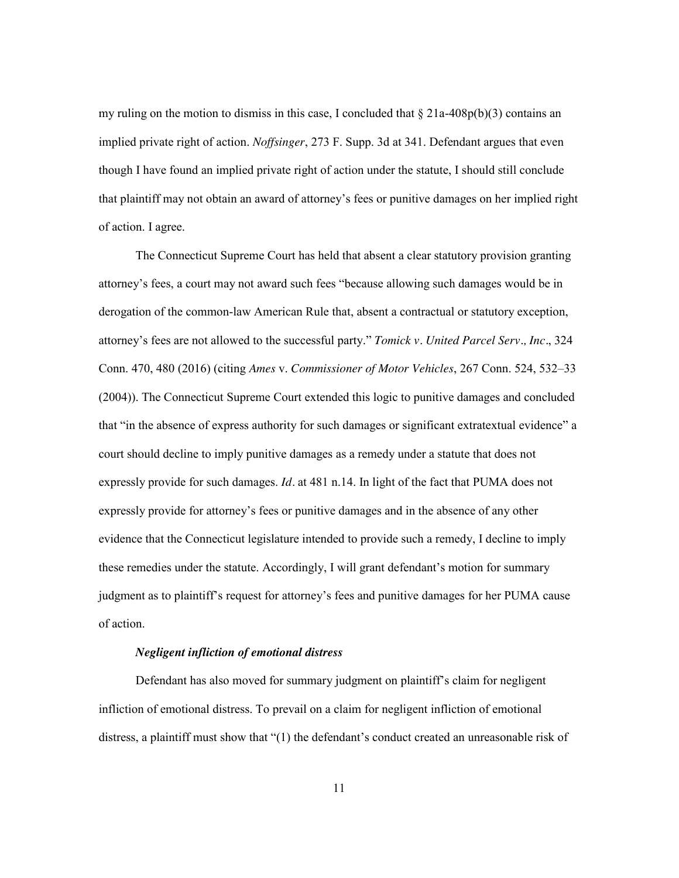my ruling on the motion to dismiss in this case, I concluded that § 21a-408p(b)(3) contains an implied private right of action. *Noffsinger*, 273 F. Supp. 3d at 341. Defendant argues that even though I have found an implied private right of action under the statute, I should still conclude that plaintiff may not obtain an award of attorney's fees or punitive damages on her implied right of action. I agree.

The Connecticut Supreme Court has held that absent a clear statutory provision granting attorney's fees, a court may not award such fees "because allowing such damages would be in derogation of the common-law American Rule that, absent a contractual or statutory exception, attorney's fees are not allowed to the successful party." *Tomick v. United Parcel Serv., Inc.*, 324 Conn. 470, 480 (2016) (citing *Ames* v. *Commissioner of Motor Vehicles*, 267 Conn. 524, 532–33 (2004)). The Connecticut Supreme Court extended this logic to punitive damages and concluded that "in the absence of express authority for such damages or significant extratextual evidence" a court should decline to imply punitive damages as a remedy under a statute that does not expressly provide for such damages. *Id*. at 481 n.14. In light of the fact that PUMA does not expressly provide for attorney's fees or punitive damages and in the absence of any other evidence that the Connecticut legislature intended to provide such a remedy, I decline to imply these remedies under the statute. Accordingly, I will grant defendant's motion for summary judgment as to plaintiff's request for attorney's fees and punitive damages for her PUMA cause of action.

***Negligent infliction of emotional distress***

Defendant has also moved for summary judgment on plaintiff's claim for negligent infliction of emotional distress. To prevail on a claim for negligent infliction of emotional distress, a plaintiff must show that "(1) the defendant's conduct created an unreasonable risk of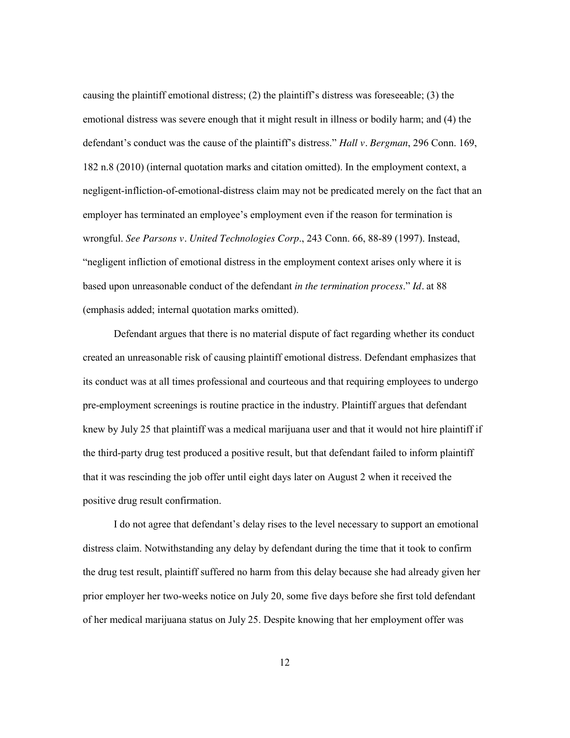causing the plaintiff emotional distress; (2) the plaintiff's distress was foreseeable; (3) the emotional distress was severe enough that it might result in illness or bodily harm; and (4) the defendant's conduct was the cause of the plaintiff's distress." *Hall v. Bergman*, 296 Conn. 169, 182 n.8 (2010) (internal quotation marks and citation omitted). In the employment context, a negligent-infliction-of-emotional-distress claim may not be predicated merely on the fact that an employer has terminated an employee's employment even if the reason for termination is wrongful. *See Parsons v. United Technologies Corp.*, 243 Conn. 66, 88-89 (1997). Instead, "negligent infliction of emotional distress in the employment context arises only where it is based upon unreasonable conduct of the defendant *in the termination process*." *Id*. at 88 (emphasis added; internal quotation marks omitted).

Defendant argues that there is no material dispute of fact regarding whether its conduct created an unreasonable risk of causing plaintiff emotional distress. Defendant emphasizes that its conduct was at all times professional and courteous and that requiring employees to undergo pre-employment screenings is routine practice in the industry. Plaintiff argues that defendant knew by July 25 that plaintiff was a medical marijuana user and that it would not hire plaintiff if the third-party drug test produced a positive result, but that defendant failed to inform plaintiff that it was rescinding the job offer until eight days later on August 2 when it received the positive drug result confirmation.

I do not agree that defendant's delay rises to the level necessary to support an emotional distress claim. Notwithstanding any delay by defendant during the time that it took to confirm the drug test result, plaintiff suffered no harm from this delay because she had already given her prior employer her two-weeks notice on July 20, some five days before she first told defendant of her medical marijuana status on July 25. Despite knowing that her employment offer was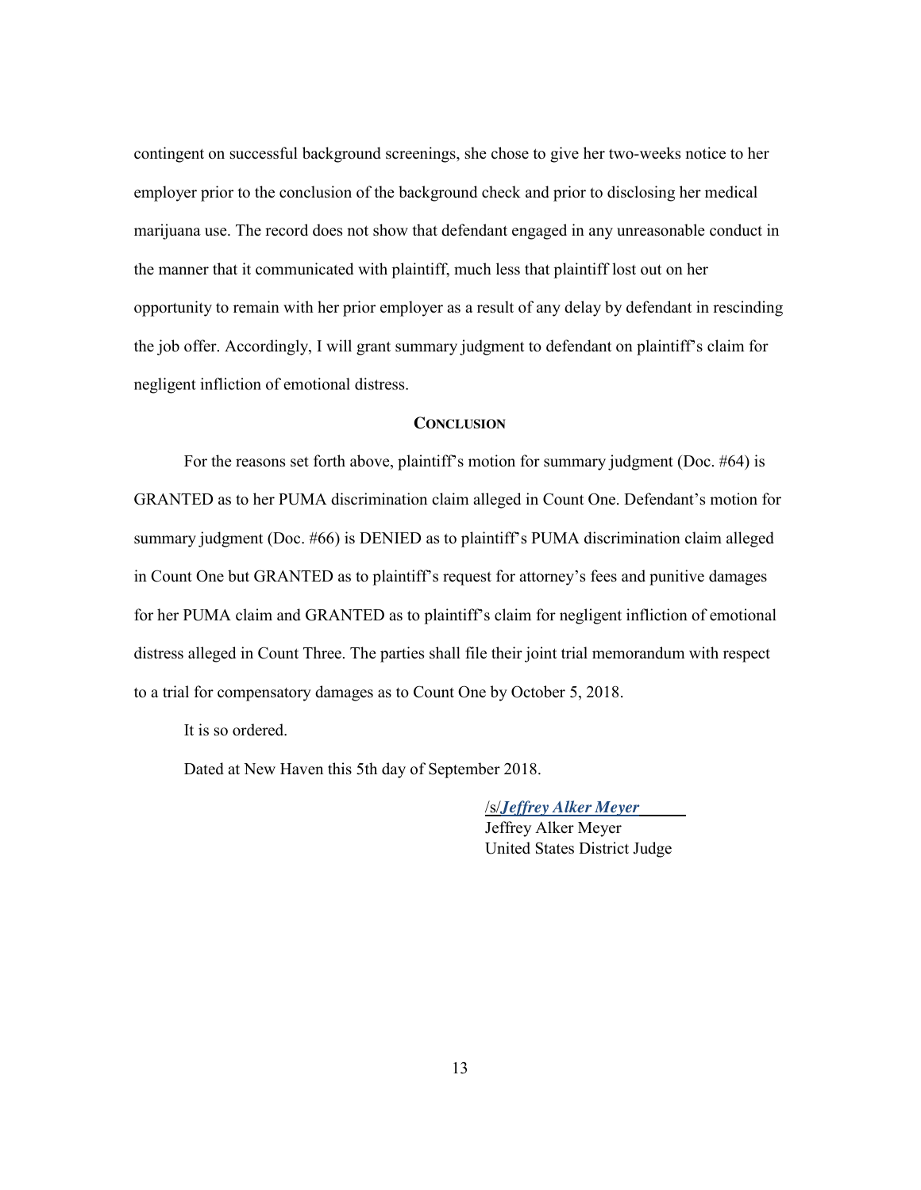contingent on successful background screenings, she chose to give her two-weeks notice to her employer prior to the conclusion of the background check and prior to disclosing her medical marijuana use. The record does not show that defendant engaged in any unreasonable conduct in the manner that it communicated with plaintiff, much less that plaintiff lost out on her opportunity to remain with her prior employer as a result of any delay by defendant in rescinding the job offer. Accordingly, I will grant summary judgment to defendant on plaintiff's claim for negligent infliction of emotional distress.

## CONCLUSION

For the reasons set forth above, plaintiff's motion for summary judgment (Doc. #64) is GRANTED as to her PUMA discrimination claim alleged in Count One. Defendant's motion for summary judgment (Doc. #66) is DENIED as to plaintiff's PUMA discrimination claim alleged in Count One but GRANTED as to plaintiff's request for attorney's fees and punitive damages for her PUMA claim and GRANTED as to plaintiff's claim for negligent infliction of emotional distress alleged in Count Three. The parties shall file their joint trial memorandum with respect to a trial for compensatory damages as to Count One by October 5, 2018.

It is so ordered.

Dated at New Haven this 5th day of September 2018.

/s/***Jeffrey Alker Meyer***
Jeffrey Alker Meyer
United States District Judge